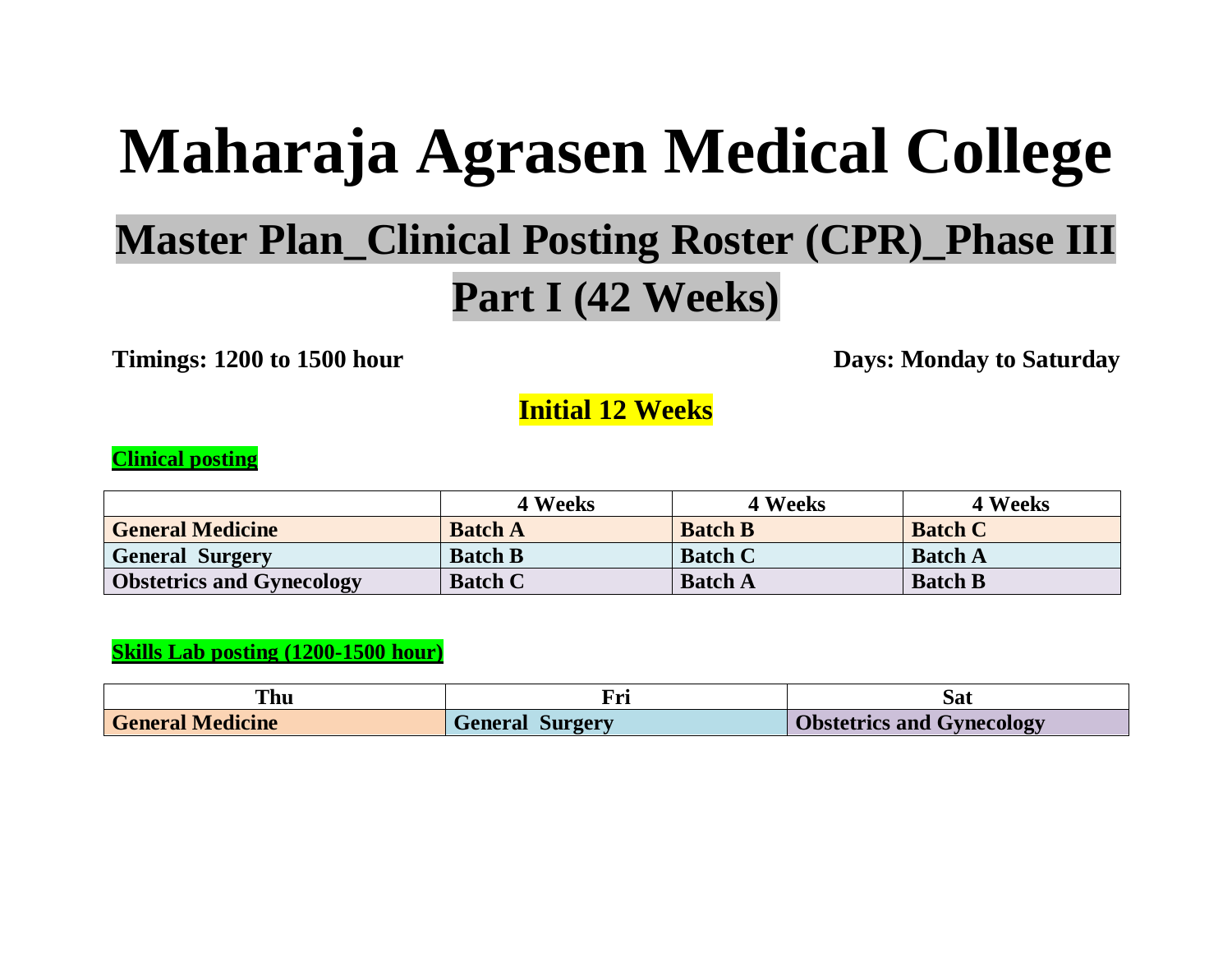# Maharaja Agrasen Medical College

## Master Plan_Clinical Posting Roster (CPR)_Phase III Part I (42 Weeks)

**Timings: 1200 to 1500 hour** **Days: Monday to Saturday**

### Initial 12 Weeks

**Clinical posting**

| | 4 Weeks | 4 Weeks | 4 Weeks |
|---|---|---|---|
| **General Medicine** | **Batch A** | **Batch B** | **Batch C** |
| **General Surgery** | **Batch B** | **Batch C** | **Batch A** |
| **Obstetrics and Gynecology** | **Batch C** | **Batch A** | **Batch B** |

**Skills Lab posting (1200-1500 hour)**

| Thu | Fri | Sat |
|---|---|---|
| **General Medicine** | **General Surgery** | **Obstetrics and Gynecology** |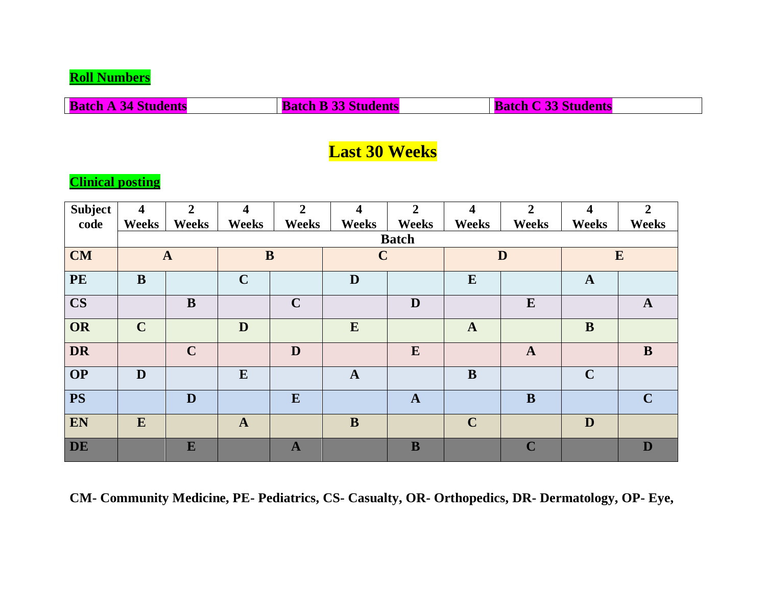**Roll Numbers**

| Batch A 34 Students | Batch B 33 Students | Batch C 33 Students |
|---|---|---|

# Last 30 Weeks

**Clinical posting**

| Subject code | 4 Weeks | 2 Weeks | 4 Weeks | 2 Weeks | 4 Weeks | 2 Weeks | 4 Weeks | 2 Weeks | 4 Weeks | 2 Weeks |
|---|---|---|---|---|---|---|---|---|---|---|
| | Batch | | | | | | | | | |
| CM | A | | B | | C | | D | | E | |
| PE | B | | C | | D | | E | | A | |
| CS | | B | | C | | D | | E | | A |
| OR | C | | D | | E | | A | | B | |
| DR | | C | | D | | E | | A | | B |
| OP | D | | E | | A | | B | | C | |
| PS | | D | | E | | A | | B | | C |
| EN | E | | A | | B | | C | | D | |
| DE | | E | | A | | B | | C | | D |

**CM- Community Medicine, PE- Pediatrics, CS- Casualty, OR- Orthopedics, DR- Dermatology, OP- Eye,**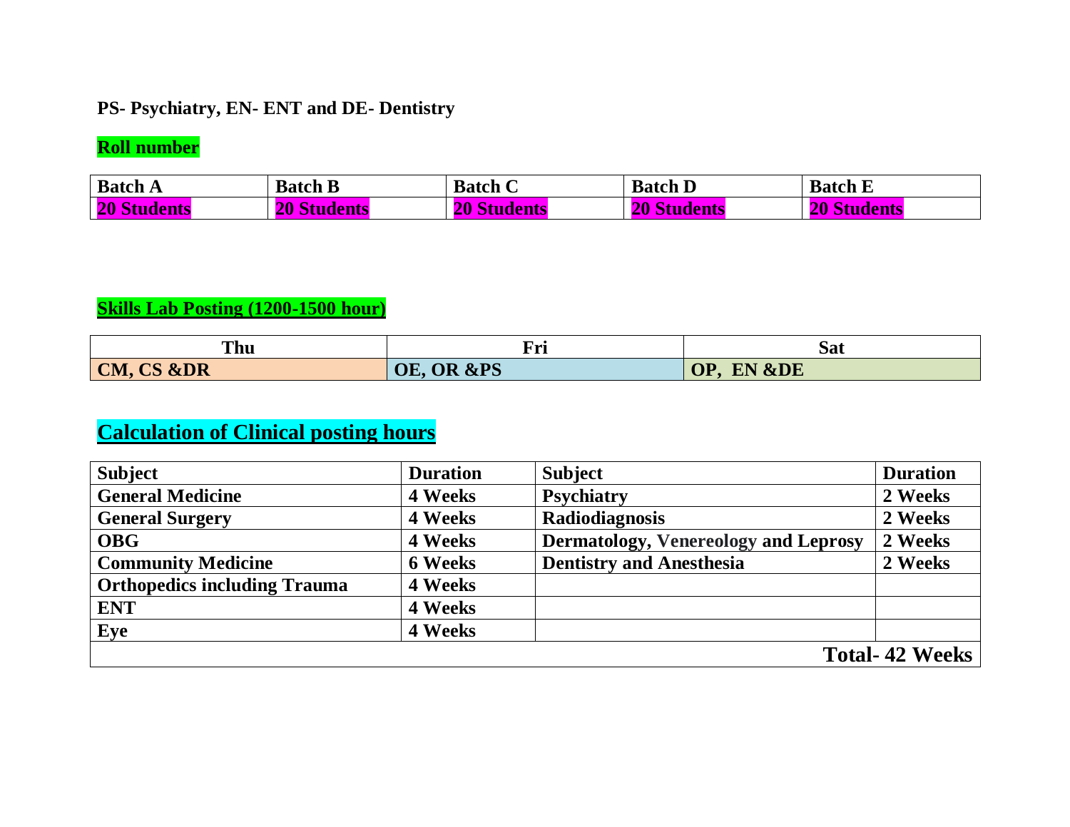**PS- Psychiatry, EN- ENT and DE- Dentistry**

**Roll number**

| Batch A | Batch B | Batch C | Batch D | Batch E |
|---|---|---|---|---|
| 20 Students | 20 Students | 20 Students | 20 Students | 20 Students |

**Skills Lab Posting (1200-1500 hour)**

| Thu | Fri | Sat |
|---|---|---|
| CM, CS &DR | OE, OR &PS | OP, EN &DE |

## Calculation of Clinical posting hours

| Subject | Duration | Subject | Duration |
|---|---|---|---|
| General Medicine | 4 Weeks | Psychiatry | 2 Weeks |
| General Surgery | 4 Weeks | Radiodiagnosis | 2 Weeks |
| OBG | 4 Weeks | Dermatology, Venereology and Leprosy | 2 Weeks |
| Community Medicine | 6 Weeks | Dentistry and Anesthesia | 2 Weeks |
| Orthopedics including Trauma | 4 Weeks | | |
| ENT | 4 Weeks | | |
| Eye | 4 Weeks | | |
| | | | **Total- 42 Weeks** |